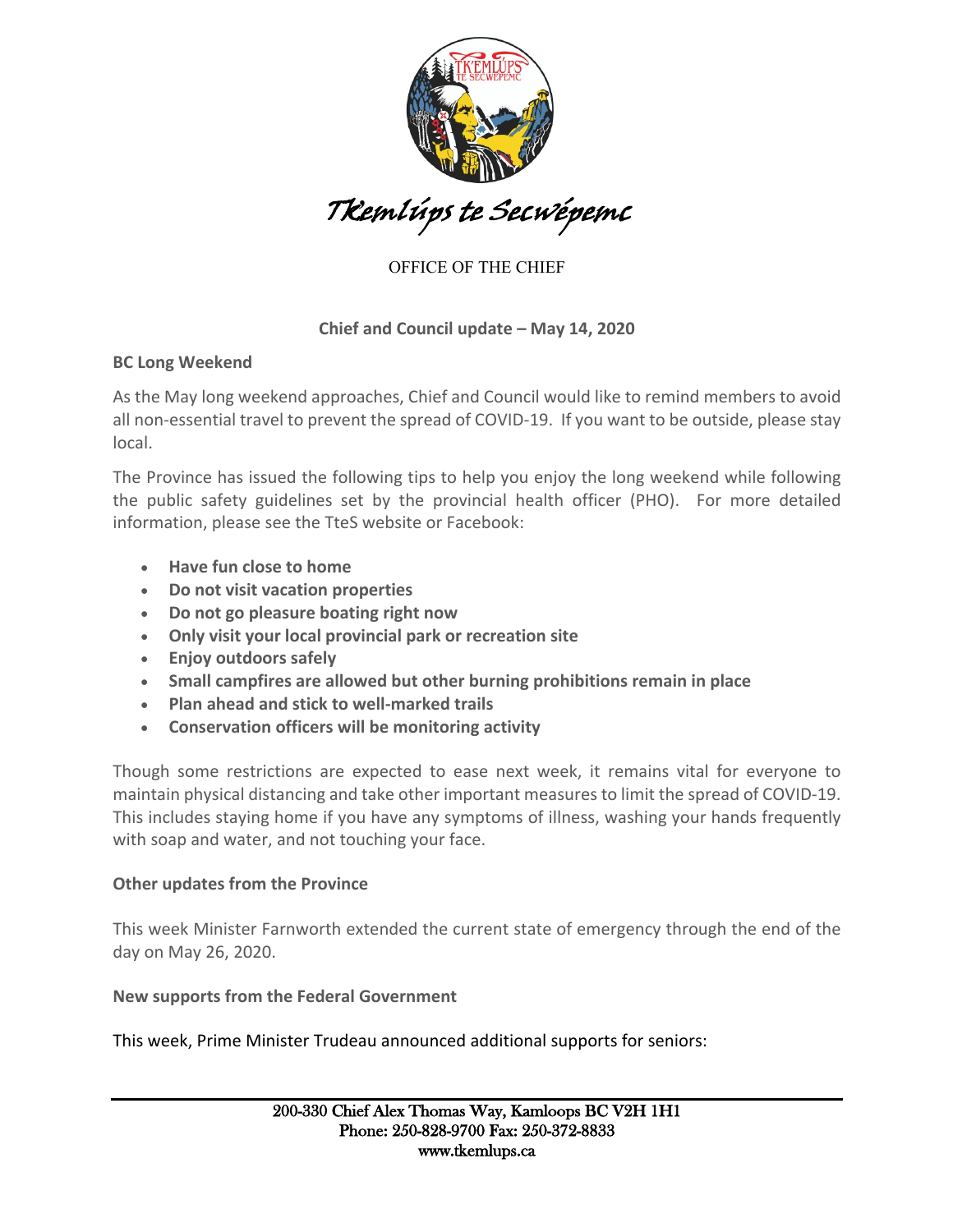# Tkemlúps te Secwépemc

OFFICE OF THE CHIEF

## Chief and Council update – May 14, 2020

### BC Long Weekend

As the May long weekend approaches, Chief and Council would like to remind members to avoid all non-essential travel to prevent the spread of COVID-19. If you want to be outside, please stay local.

The Province has issued the following tips to help you enjoy the long weekend while following the public safety guidelines set by the provincial health officer (PHO). For more detailed information, please see the TteS website or Facebook:

- **Have fun close to home**
- **Do not visit vacation properties**
- **Do not go pleasure boating right now**
- **Only visit your local provincial park or recreation site**
- **Enjoy outdoors safely**
- **Small campfires are allowed but other burning prohibitions remain in place**
- **Plan ahead and stick to well-marked trails**
- **Conservation officers will be monitoring activity**

Though some restrictions are expected to ease next week, it remains vital for everyone to maintain physical distancing and take other important measures to limit the spread of COVID-19. This includes staying home if you have any symptoms of illness, washing your hands frequently with soap and water, and not touching your face.

### Other updates from the Province

This week Minister Farnworth extended the current state of emergency through the end of the day on May 26, 2020.

### New supports from the Federal Government

This week, Prime Minister Trudeau announced additional supports for seniors:

200-330 Chief Alex Thomas Way, Kamloops BC V2H 1H1
Phone: 250-828-9700 Fax: 250-372-8833
www.tkemlups.ca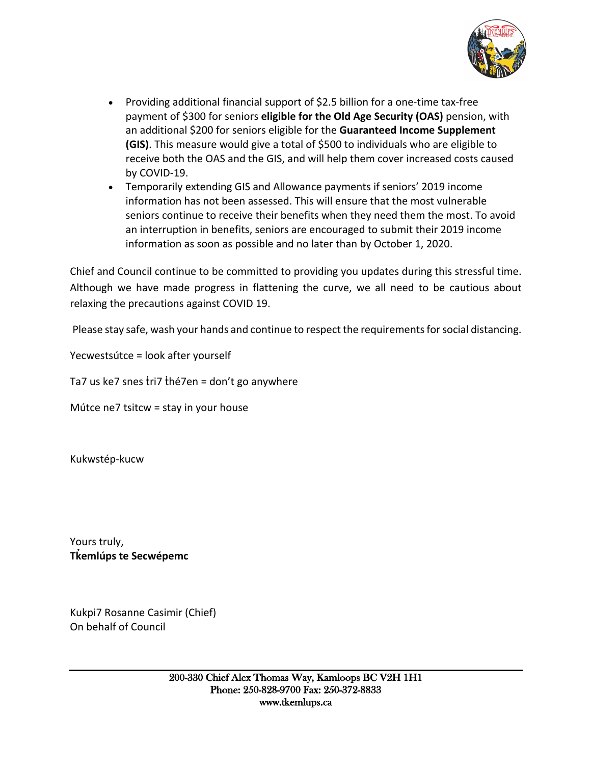- Providing additional financial support of $2.5 billion for a one-time tax-free payment of $300 for seniors **eligible for the Old Age Security (OAS)** pension, with an additional $200 for seniors eligible for the **Guaranteed Income Supplement (GIS)**. This measure would give a total of $500 to individuals who are eligible to receive both the OAS and the GIS, and will help them cover increased costs caused by COVID-19.
- Temporarily extending GIS and Allowance payments if seniors' 2019 income information has not been assessed. This will ensure that the most vulnerable seniors continue to receive their benefits when they need them the most. To avoid an interruption in benefits, seniors are encouraged to submit their 2019 income information as soon as possible and no later than by October 1, 2020.

Chief and Council continue to be committed to providing you updates during this stressful time. Although we have made progress in flattening the curve, we all need to be cautious about relaxing the precautions against COVID 19.

Please stay safe, wash your hands and continue to respect the requirements for social distancing.

Yecwestsútce = look after yourself

Ta7 us ke7 snes ṫri7 ṫhé7en = don't go anywhere

Mútce ne7 tsitcw = stay in your house

Kukwstép-kucw

Yours truly,
**Tk̓emlúps te Secwépemc**

Kukpi7 Rosanne Casimir (Chief)
On behalf of Council

200-330 Chief Alex Thomas Way, Kamloops BC V2H 1H1
Phone: 250-828-9700 Fax: 250-372-8833
www.tkemlups.ca